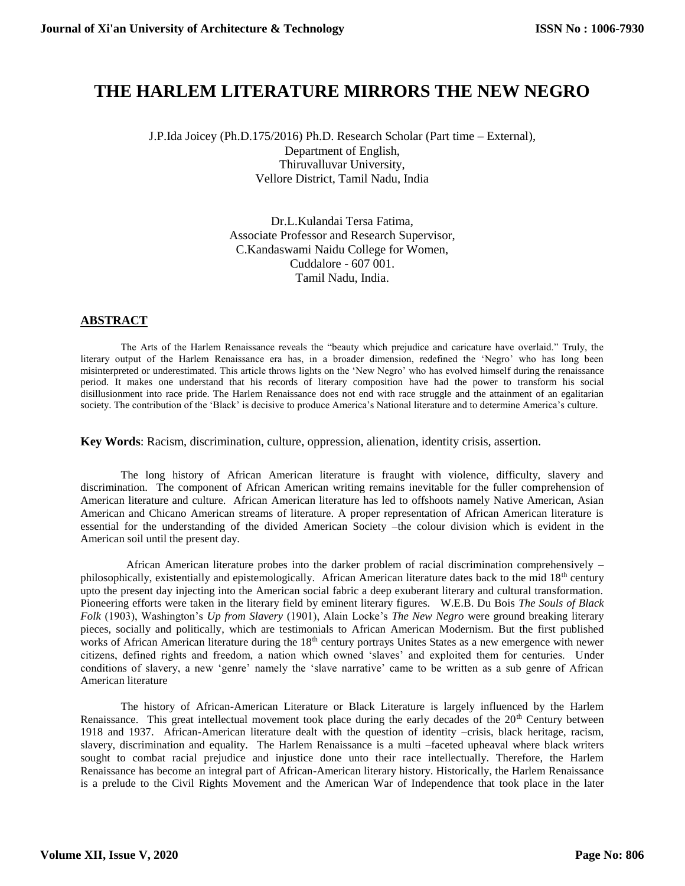# THE HARLEM LITERATURE MIRRORS THE NEW NEGRO

J.P.Ida Joicey (Ph.D.175/2016) Ph.D. Research Scholar (Part time – External),
Department of English,
Thiruvalluvar University,
Vellore District, Tamil Nadu, India

Dr.L.Kulandai Tersa Fatima,
Associate Professor and Research Supervisor,
C.Kandaswami Naidu College for Women,
Cuddalore - 607 001.
Tamil Nadu, India.

## ABSTRACT

The Arts of the Harlem Renaissance reveals the "beauty which prejudice and caricature have overlaid." Truly, the literary output of the Harlem Renaissance era has, in a broader dimension, redefined the 'Negro' who has long been misinterpreted or underestimated. This article throws lights on the 'New Negro' who has evolved himself during the renaissance period. It makes one understand that his records of literary composition have had the power to transform his social disillusionment into race pride. The Harlem Renaissance does not end with race struggle and the attainment of an egalitarian society. The contribution of the 'Black' is decisive to produce America's National literature and to determine America's culture.

**Key Words**: Racism, discrimination, culture, oppression, alienation, identity crisis, assertion.

The long history of African American literature is fraught with violence, difficulty, slavery and discrimination. The component of African American writing remains inevitable for the fuller comprehension of American literature and culture. African American literature has led to offshoots namely Native American, Asian American and Chicano American streams of literature. A proper representation of African American literature is essential for the understanding of the divided American Society –the colour division which is evident in the American soil until the present day.

African American literature probes into the darker problem of racial discrimination comprehensively – philosophically, existentially and epistemologically. African American literature dates back to the mid 18th century upto the present day injecting into the American social fabric a deep exuberant literary and cultural transformation. Pioneering efforts were taken in the literary field by eminent literary figures. W.E.B. Du Bois *The Souls of Black Folk* (1903), Washington's *Up from Slavery* (1901), Alain Locke's *The New Negro* were ground breaking literary pieces, socially and politically, which are testimonials to African American Modernism. But the first published works of African American literature during the 18th century portrays Unites States as a new emergence with newer citizens, defined rights and freedom, a nation which owned 'slaves' and exploited them for centuries. Under conditions of slavery, a new 'genre' namely the 'slave narrative' came to be written as a sub genre of African American literature

The history of African-American Literature or Black Literature is largely influenced by the Harlem Renaissance. This great intellectual movement took place during the early decades of the 20th Century between 1918 and 1937. African-American literature dealt with the question of identity –crisis, black heritage, racism, slavery, discrimination and equality. The Harlem Renaissance is a multi –faceted upheaval where black writers sought to combat racial prejudice and injustice done unto their race intellectually. Therefore, the Harlem Renaissance has become an integral part of African-American literary history. Historically, the Harlem Renaissance is a prelude to the Civil Rights Movement and the American War of Independence that took place in the later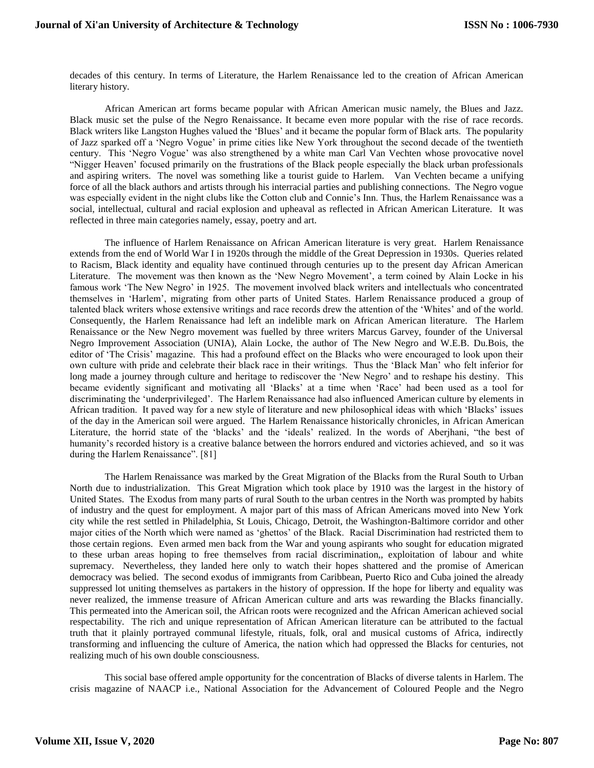decades of this century. In terms of Literature, the Harlem Renaissance led to the creation of African American literary history.

African American art forms became popular with African American music namely, the Blues and Jazz. Black music set the pulse of the Negro Renaissance. It became even more popular with the rise of race records. Black writers like Langston Hughes valued the 'Blues' and it became the popular form of Black arts. The popularity of Jazz sparked off a 'Negro Vogue' in prime cities like New York throughout the second decade of the twentieth century. This 'Negro Vogue' was also strengthened by a white man Carl Van Vechten whose provocative novel "Nigger Heaven" focused primarily on the frustrations of the Black people especially the black urban professionals and aspiring writers. The novel was something like a tourist guide to Harlem. Van Vechten became a unifying force of all the black authors and artists through his interracial parties and publishing connections. The Negro vogue was especially evident in the night clubs like the Cotton club and Connie's Inn. Thus, the Harlem Renaissance was a social, intellectual, cultural and racial explosion and upheaval as reflected in African American Literature. It was reflected in three main categories namely, essay, poetry and art.

The influence of Harlem Renaissance on African American literature is very great. Harlem Renaissance extends from the end of World War I in 1920s through the middle of the Great Depression in 1930s. Queries related to Racism, Black identity and equality have continued through centuries up to the present day African American Literature. The movement was then known as the 'New Negro Movement', a term coined by Alain Locke in his famous work 'The New Negro' in 1925. The movement involved black writers and intellectuals who concentrated themselves in 'Harlem', migrating from other parts of United States. Harlem Renaissance produced a group of talented black writers whose extensive writings and race records drew the attention of the 'Whites' and of the world. Consequently, the Harlem Renaissance had left an indelible mark on African American literature. The Harlem Renaissance or the New Negro movement was fuelled by three writers Marcus Garvey, founder of the Universal Negro Improvement Association (UNIA), Alain Locke, the author of The New Negro and W.E.B. Du.Bois, the editor of 'The Crisis' magazine. This had a profound effect on the Blacks who were encouraged to look upon their own culture with pride and celebrate their black race in their writings. Thus the 'Black Man' who felt inferior for long made a journey through culture and heritage to rediscover the 'New Negro' and to reshape his destiny. This became evidently significant and motivating all 'Blacks' at a time when 'Race' had been used as a tool for discriminating the 'underprivileged'. The Harlem Renaissance had also influenced American culture by elements in African tradition. It paved way for a new style of literature and new philosophical ideas with which 'Blacks' issues of the day in the American soil were argued. The Harlem Renaissance historically chronicles, in African American Literature, the horrid state of the 'blacks' and the 'ideals' realized. In the words of Aberjhani, "the best of humanity's recorded history is a creative balance between the horrors endured and victories achieved, and so it was during the Harlem Renaissance". [81]

The Harlem Renaissance was marked by the Great Migration of the Blacks from the Rural South to Urban North due to industrialization. This Great Migration which took place by 1910 was the largest in the history of United States. The Exodus from many parts of rural South to the urban centres in the North was prompted by habits of industry and the quest for employment. A major part of this mass of African Americans moved into New York city while the rest settled in Philadelphia, St Louis, Chicago, Detroit, the Washington-Baltimore corridor and other major cities of the North which were named as 'ghettos' of the Black. Racial Discrimination had restricted them to those certain regions. Even armed men back from the War and young aspirants who sought for education migrated to these urban areas hoping to free themselves from racial discrimination,, exploitation of labour and white supremacy. Nevertheless, they landed here only to watch their hopes shattered and the promise of American democracy was belied. The second exodus of immigrants from Caribbean, Puerto Rico and Cuba joined the already suppressed lot uniting themselves as partakers in the history of oppression. If the hope for liberty and equality was never realized, the immense treasure of African American culture and arts was rewarding the Blacks financially. This permeated into the American soil, the African roots were recognized and the African American achieved social respectability. The rich and unique representation of African American literature can be attributed to the factual truth that it plainly portrayed communal lifestyle, rituals, folk, oral and musical customs of Africa, indirectly transforming and influencing the culture of America, the nation which had oppressed the Blacks for centuries, not realizing much of his own double consciousness.

This social base offered ample opportunity for the concentration of Blacks of diverse talents in Harlem. The crisis magazine of NAACP i.e., National Association for the Advancement of Coloured People and the Negro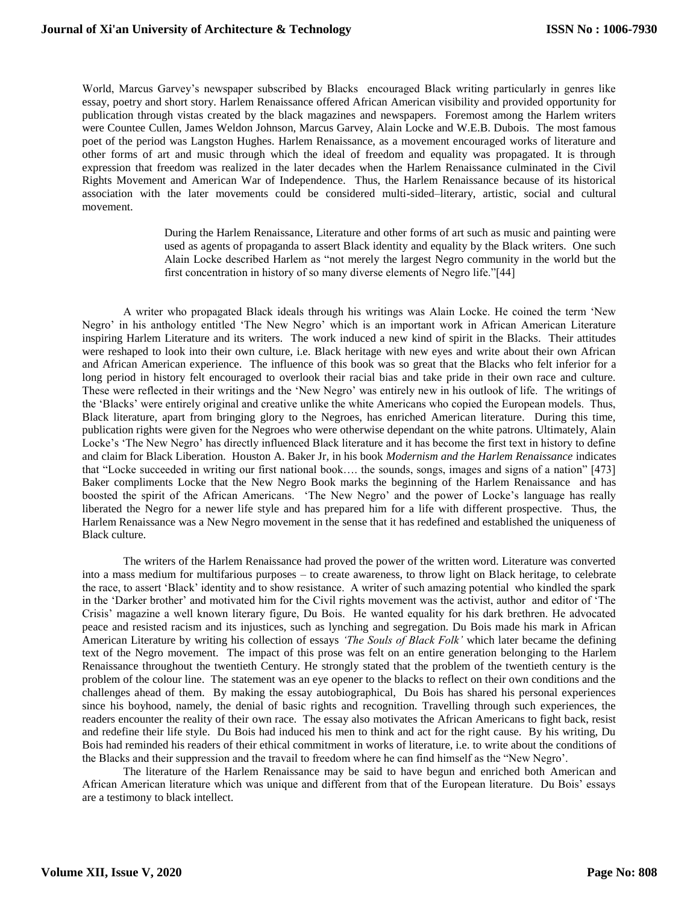World, Marcus Garvey's newspaper subscribed by Blacks encouraged Black writing particularly in genres like essay, poetry and short story. Harlem Renaissance offered African American visibility and provided opportunity for publication through vistas created by the black magazines and newspapers. Foremost among the Harlem writers were Countee Cullen, James Weldon Johnson, Marcus Garvey, Alain Locke and W.E.B. Dubois. The most famous poet of the period was Langston Hughes. Harlem Renaissance, as a movement encouraged works of literature and other forms of art and music through which the ideal of freedom and equality was propagated. It is through expression that freedom was realized in the later decades when the Harlem Renaissance culminated in the Civil Rights Movement and American War of Independence. Thus, the Harlem Renaissance because of its historical association with the later movements could be considered multi-sided–literary, artistic, social and cultural movement.

> During the Harlem Renaissance, Literature and other forms of art such as music and painting were used as agents of propaganda to assert Black identity and equality by the Black writers. One such Alain Locke described Harlem as "not merely the largest Negro community in the world but the first concentration in history of so many diverse elements of Negro life."[44]

A writer who propagated Black ideals through his writings was Alain Locke. He coined the term 'New Negro' in his anthology entitled 'The New Negro' which is an important work in African American Literature inspiring Harlem Literature and its writers. The work induced a new kind of spirit in the Blacks. Their attitudes were reshaped to look into their own culture, i.e. Black heritage with new eyes and write about their own African and African American experience. The influence of this book was so great that the Blacks who felt inferior for a long period in history felt encouraged to overlook their racial bias and take pride in their own race and culture. These were reflected in their writings and the 'New Negro' was entirely new in his outlook of life. The writings of the 'Blacks' were entirely original and creative unlike the white Americans who copied the European models. Thus, Black literature, apart from bringing glory to the Negroes, has enriched American literature. During this time, publication rights were given for the Negroes who were otherwise dependant on the white patrons. Ultimately, Alain Locke's 'The New Negro' has directly influenced Black literature and it has become the first text in history to define and claim for Black Liberation. Houston A. Baker Jr, in his book *Modernism and the Harlem Renaissance* indicates that "Locke succeeded in writing our first national book…. the sounds, songs, images and signs of a nation" [473] Baker compliments Locke that the New Negro Book marks the beginning of the Harlem Renaissance and has boosted the spirit of the African Americans. 'The New Negro' and the power of Locke's language has really liberated the Negro for a newer life style and has prepared him for a life with different prospective. Thus, the Harlem Renaissance was a New Negro movement in the sense that it has redefined and established the uniqueness of Black culture.

The writers of the Harlem Renaissance had proved the power of the written word. Literature was converted into a mass medium for multifarious purposes – to create awareness, to throw light on Black heritage, to celebrate the race, to assert 'Black' identity and to show resistance. A writer of such amazing potential who kindled the spark in the 'Darker brother' and motivated him for the Civil rights movement was the activist, author and editor of 'The Crisis' magazine a well known literary figure, Du Bois. He wanted equality for his dark brethren. He advocated peace and resisted racism and its injustices, such as lynching and segregation. Du Bois made his mark in African American Literature by writing his collection of essays *'The Souls of Black Folk'* which later became the defining text of the Negro movement. The impact of this prose was felt on an entire generation belonging to the Harlem Renaissance throughout the twentieth Century. He strongly stated that the problem of the twentieth century is the problem of the colour line. The statement was an eye opener to the blacks to reflect on their own conditions and the challenges ahead of them. By making the essay autobiographical, Du Bois has shared his personal experiences since his boyhood, namely, the denial of basic rights and recognition. Travelling through such experiences, the readers encounter the reality of their own race. The essay also motivates the African Americans to fight back, resist and redefine their life style. Du Bois had induced his men to think and act for the right cause. By his writing, Du Bois had reminded his readers of their ethical commitment in works of literature, i.e. to write about the conditions of the Blacks and their suppression and the travail to freedom where he can find himself as the "New Negro'.

The literature of the Harlem Renaissance may be said to have begun and enriched both American and African American literature which was unique and different from that of the European literature. Du Bois' essays are a testimony to black intellect.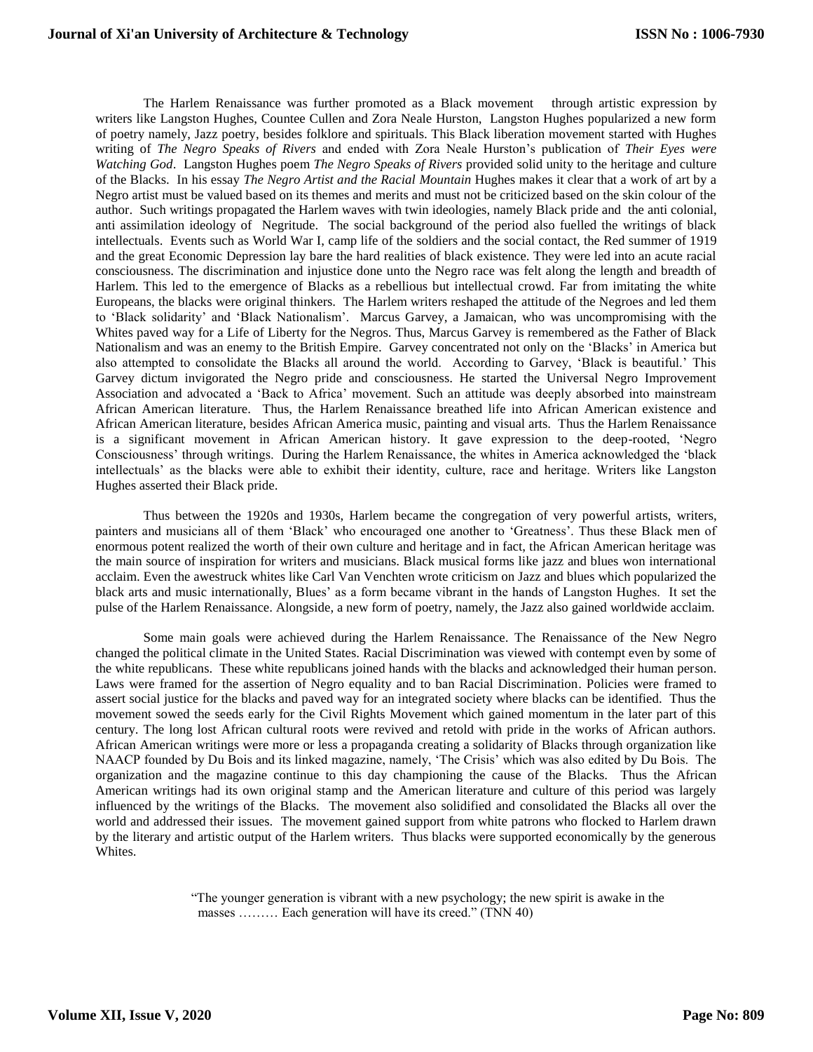The Harlem Renaissance was further promoted as a Black movement through artistic expression by writers like Langston Hughes, Countee Cullen and Zora Neale Hurston, Langston Hughes popularized a new form of poetry namely, Jazz poetry, besides folklore and spirituals. This Black liberation movement started with Hughes writing of *The Negro Speaks of Rivers* and ended with Zora Neale Hurston's publication of *Their Eyes were Watching God*. Langston Hughes poem *The Negro Speaks of Rivers* provided solid unity to the heritage and culture of the Blacks. In his essay *The Negro Artist and the Racial Mountain* Hughes makes it clear that a work of art by a Negro artist must be valued based on its themes and merits and must not be criticized based on the skin colour of the author. Such writings propagated the Harlem waves with twin ideologies, namely Black pride and the anti colonial, anti assimilation ideology of Negritude. The social background of the period also fuelled the writings of black intellectuals. Events such as World War I, camp life of the soldiers and the social contact, the Red summer of 1919 and the great Economic Depression lay bare the hard realities of black existence. They were led into an acute racial consciousness. The discrimination and injustice done unto the Negro race was felt along the length and breadth of Harlem. This led to the emergence of Blacks as a rebellious but intellectual crowd. Far from imitating the white Europeans, the blacks were original thinkers. The Harlem writers reshaped the attitude of the Negroes and led them to 'Black solidarity' and 'Black Nationalism'. Marcus Garvey, a Jamaican, who was uncompromising with the Whites paved way for a Life of Liberty for the Negros. Thus, Marcus Garvey is remembered as the Father of Black Nationalism and was an enemy to the British Empire. Garvey concentrated not only on the 'Blacks' in America but also attempted to consolidate the Blacks all around the world. According to Garvey, 'Black is beautiful.' This Garvey dictum invigorated the Negro pride and consciousness. He started the Universal Negro Improvement Association and advocated a 'Back to Africa' movement. Such an attitude was deeply absorbed into mainstream African American literature. Thus, the Harlem Renaissance breathed life into African American existence and African American literature, besides African America music, painting and visual arts. Thus the Harlem Renaissance is a significant movement in African American history. It gave expression to the deep-rooted, 'Negro Consciousness' through writings. During the Harlem Renaissance, the whites in America acknowledged the 'black intellectuals' as the blacks were able to exhibit their identity, culture, race and heritage. Writers like Langston Hughes asserted their Black pride.

Thus between the 1920s and 1930s, Harlem became the congregation of very powerful artists, writers, painters and musicians all of them 'Black' who encouraged one another to 'Greatness'. Thus these Black men of enormous potent realized the worth of their own culture and heritage and in fact, the African American heritage was the main source of inspiration for writers and musicians. Black musical forms like jazz and blues won international acclaim. Even the awestruck whites like Carl Van Venchten wrote criticism on Jazz and blues which popularized the black arts and music internationally, Blues' as a form became vibrant in the hands of Langston Hughes. It set the pulse of the Harlem Renaissance. Alongside, a new form of poetry, namely, the Jazz also gained worldwide acclaim.

Some main goals were achieved during the Harlem Renaissance. The Renaissance of the New Negro changed the political climate in the United States. Racial Discrimination was viewed with contempt even by some of the white republicans. These white republicans joined hands with the blacks and acknowledged their human person. Laws were framed for the assertion of Negro equality and to ban Racial Discrimination. Policies were framed to assert social justice for the blacks and paved way for an integrated society where blacks can be identified. Thus the movement sowed the seeds early for the Civil Rights Movement which gained momentum in the later part of this century. The long lost African cultural roots were revived and retold with pride in the works of African authors. African American writings were more or less a propaganda creating a solidarity of Blacks through organization like NAACP founded by Du Bois and its linked magazine, namely, 'The Crisis' which was also edited by Du Bois. The organization and the magazine continue to this day championing the cause of the Blacks. Thus the African American writings had its own original stamp and the American literature and culture of this period was largely influenced by the writings of the Blacks. The movement also solidified and consolidated the Blacks all over the world and addressed their issues. The movement gained support from white patrons who flocked to Harlem drawn by the literary and artistic output of the Harlem writers. Thus blacks were supported economically by the generous Whites.

> "The younger generation is vibrant with a new psychology; the new spirit is awake in the masses ……… Each generation will have its creed." (TNN 40)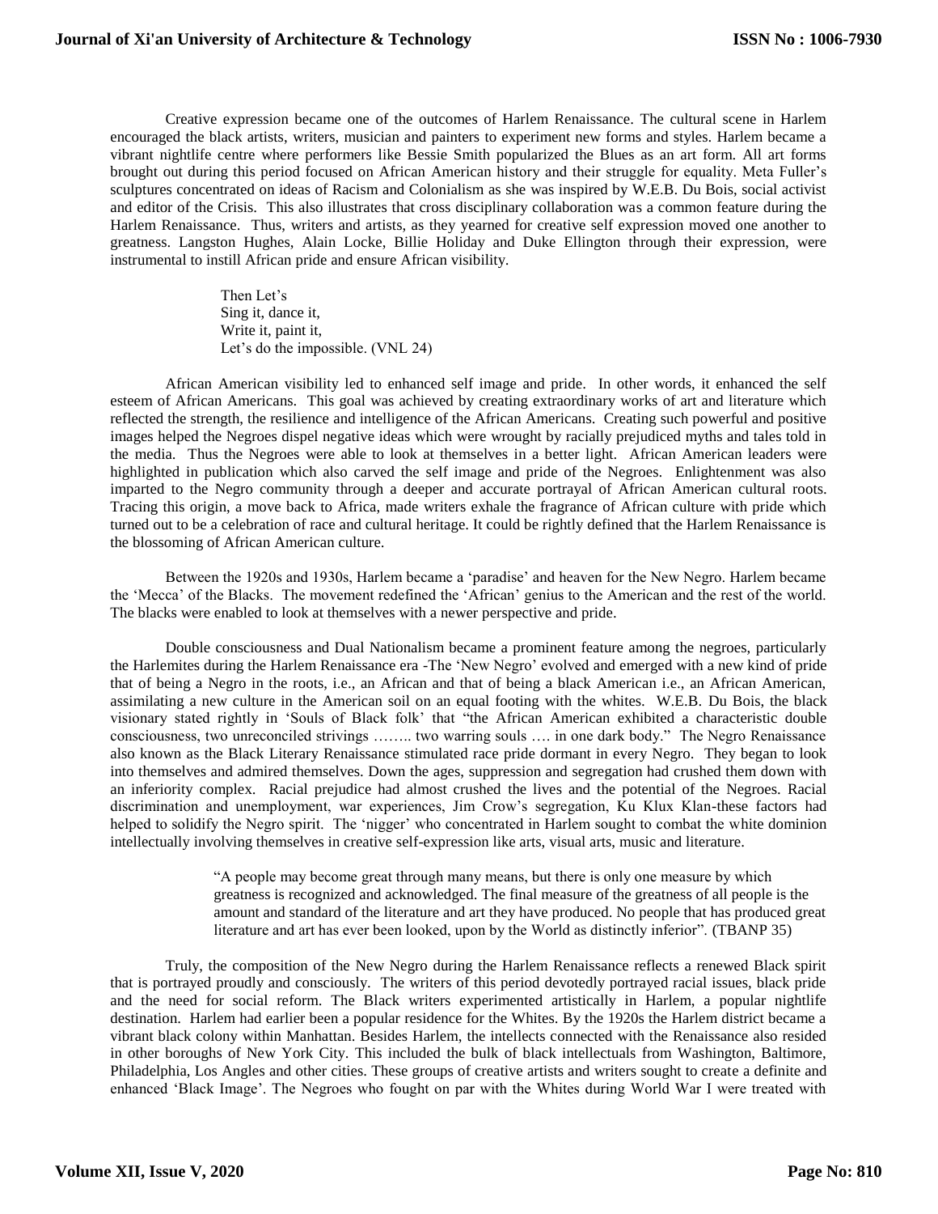Creative expression became one of the outcomes of Harlem Renaissance. The cultural scene in Harlem encouraged the black artists, writers, musician and painters to experiment new forms and styles. Harlem became a vibrant nightlife centre where performers like Bessie Smith popularized the Blues as an art form. All art forms brought out during this period focused on African American history and their struggle for equality. Meta Fuller's sculptures concentrated on ideas of Racism and Colonialism as she was inspired by W.E.B. Du Bois, social activist and editor of the Crisis. This also illustrates that cross disciplinary collaboration was a common feature during the Harlem Renaissance. Thus, writers and artists, as they yearned for creative self expression moved one another to greatness. Langston Hughes, Alain Locke, Billie Holiday and Duke Ellington through their expression, were instrumental to instill African pride and ensure African visibility.

> Then Let's
> Sing it, dance it,
> Write it, paint it,
> Let's do the impossible. (VNL 24)

African American visibility led to enhanced self image and pride. In other words, it enhanced the self esteem of African Americans. This goal was achieved by creating extraordinary works of art and literature which reflected the strength, the resilience and intelligence of the African Americans. Creating such powerful and positive images helped the Negroes dispel negative ideas which were wrought by racially prejudiced myths and tales told in the media. Thus the Negroes were able to look at themselves in a better light. African American leaders were highlighted in publication which also carved the self image and pride of the Negroes. Enlightenment was also imparted to the Negro community through a deeper and accurate portrayal of African American cultural roots. Tracing this origin, a move back to Africa, made writers exhale the fragrance of African culture with pride which turned out to be a celebration of race and cultural heritage. It could be rightly defined that the Harlem Renaissance is the blossoming of African American culture.

Between the 1920s and 1930s, Harlem became a 'paradise' and heaven for the New Negro. Harlem became the 'Mecca' of the Blacks. The movement redefined the 'African' genius to the American and the rest of the world. The blacks were enabled to look at themselves with a newer perspective and pride.

Double consciousness and Dual Nationalism became a prominent feature among the negroes, particularly the Harlemites during the Harlem Renaissance era -The 'New Negro' evolved and emerged with a new kind of pride that of being a Negro in the roots, i.e., an African and that of being a black American i.e., an African American, assimilating a new culture in the American soil on an equal footing with the whites. W.E.B. Du Bois, the black visionary stated rightly in 'Souls of Black folk' that "the African American exhibited a characteristic double consciousness, two unreconciled strivings …….. two warring souls …. in one dark body." The Negro Renaissance also known as the Black Literary Renaissance stimulated race pride dormant in every Negro. They began to look into themselves and admired themselves. Down the ages, suppression and segregation had crushed them down with an inferiority complex. Racial prejudice had almost crushed the lives and the potential of the Negroes. Racial discrimination and unemployment, war experiences, Jim Crow's segregation, Ku Klux Klan-these factors had helped to solidify the Negro spirit. The 'nigger' who concentrated in Harlem sought to combat the white dominion intellectually involving themselves in creative self-expression like arts, visual arts, music and literature.

> "A people may become great through many means, but there is only one measure by which greatness is recognized and acknowledged. The final measure of the greatness of all people is the amount and standard of the literature and art they have produced. No people that has produced great literature and art has ever been looked, upon by the World as distinctly inferior". (TBANP 35)

Truly, the composition of the New Negro during the Harlem Renaissance reflects a renewed Black spirit that is portrayed proudly and consciously. The writers of this period devotedly portrayed racial issues, black pride and the need for social reform. The Black writers experimented artistically in Harlem, a popular nightlife destination. Harlem had earlier been a popular residence for the Whites. By the 1920s the Harlem district became a vibrant black colony within Manhattan. Besides Harlem, the intellects connected with the Renaissance also resided in other boroughs of New York City. This included the bulk of black intellectuals from Washington, Baltimore, Philadelphia, Los Angles and other cities. These groups of creative artists and writers sought to create a definite and enhanced 'Black Image'. The Negroes who fought on par with the Whites during World War I were treated with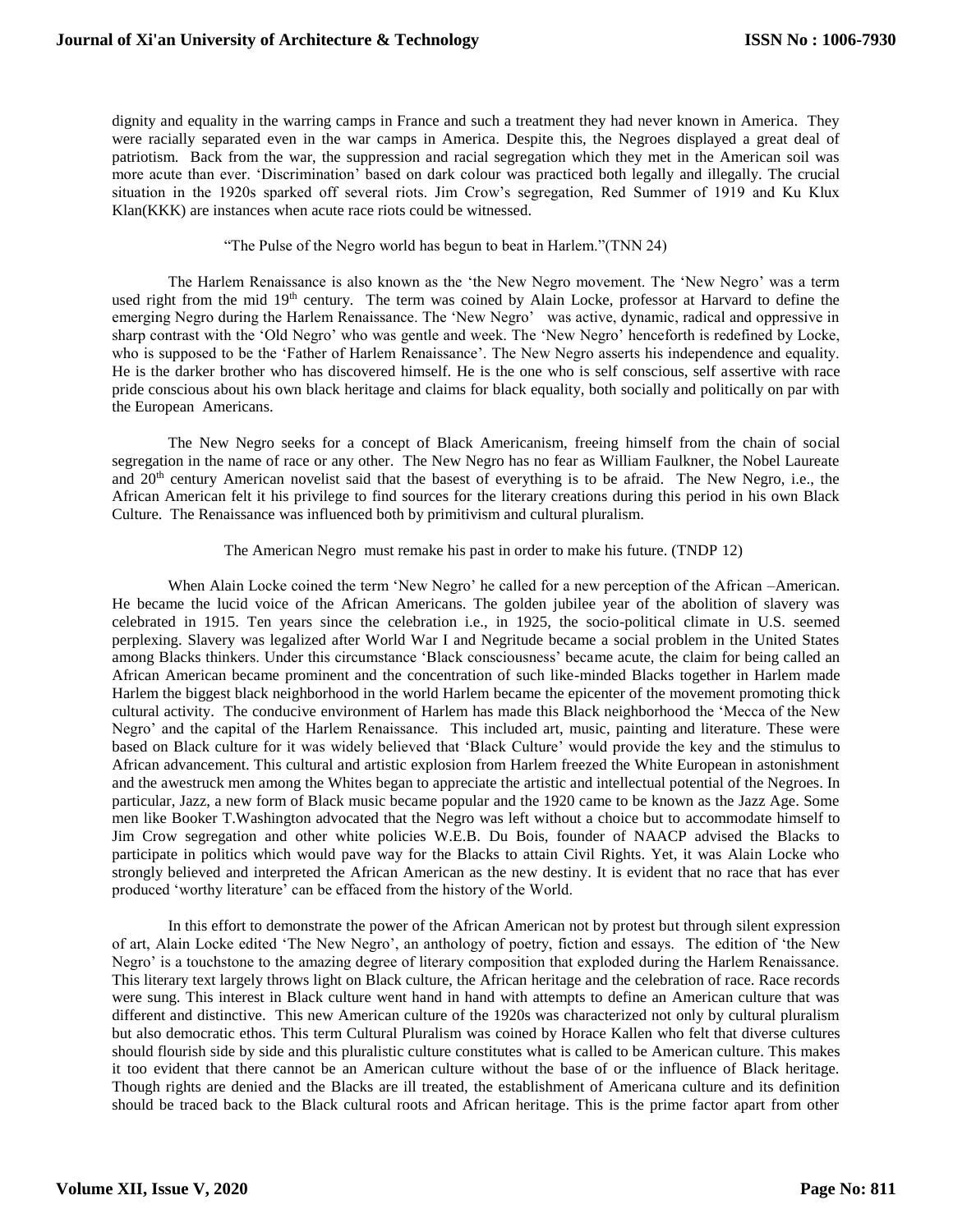dignity and equality in the warring camps in France and such a treatment they had never known in America. They were racially separated even in the war camps in America. Despite this, the Negroes displayed a great deal of patriotism. Back from the war, the suppression and racial segregation which they met in the American soil was more acute than ever. 'Discrimination' based on dark colour was practiced both legally and illegally. The crucial situation in the 1920s sparked off several riots. Jim Crow's segregation, Red Summer of 1919 and Ku Klux Klan(KKK) are instances when acute race riots could be witnessed.

"The Pulse of the Negro world has begun to beat in Harlem."(TNN 24)

The Harlem Renaissance is also known as the 'the New Negro movement. The 'New Negro' was a term used right from the mid 19th century. The term was coined by Alain Locke, professor at Harvard to define the emerging Negro during the Harlem Renaissance. The 'New Negro' was active, dynamic, radical and oppressive in sharp contrast with the 'Old Negro' who was gentle and week. The 'New Negro' henceforth is redefined by Locke, who is supposed to be the 'Father of Harlem Renaissance'. The New Negro asserts his independence and equality. He is the darker brother who has discovered himself. He is the one who is self conscious, self assertive with race pride conscious about his own black heritage and claims for black equality, both socially and politically on par with the European Americans.

The New Negro seeks for a concept of Black Americanism, freeing himself from the chain of social segregation in the name of race or any other. The New Negro has no fear as William Faulkner, the Nobel Laureate and 20th century American novelist said that the basest of everything is to be afraid. The New Negro, i.e., the African American felt it his privilege to find sources for the literary creations during this period in his own Black Culture. The Renaissance was influenced both by primitivism and cultural pluralism.

The American Negro must remake his past in order to make his future. (TNDP 12)

When Alain Locke coined the term 'New Negro' he called for a new perception of the African –American. He became the lucid voice of the African Americans. The golden jubilee year of the abolition of slavery was celebrated in 1915. Ten years since the celebration i.e., in 1925, the socio-political climate in U.S. seemed perplexing. Slavery was legalized after World War I and Negritude became a social problem in the United States among Blacks thinkers. Under this circumstance 'Black consciousness' became acute, the claim for being called an African American became prominent and the concentration of such like-minded Blacks together in Harlem made Harlem the biggest black neighborhood in the world Harlem became the epicenter of the movement promoting thick cultural activity. The conducive environment of Harlem has made this Black neighborhood the 'Mecca of the New Negro' and the capital of the Harlem Renaissance. This included art, music, painting and literature. These were based on Black culture for it was widely believed that 'Black Culture' would provide the key and the stimulus to African advancement. This cultural and artistic explosion from Harlem freezed the White European in astonishment and the awestruck men among the Whites began to appreciate the artistic and intellectual potential of the Negroes. In particular, Jazz, a new form of Black music became popular and the 1920 came to be known as the Jazz Age. Some men like Booker T.Washington advocated that the Negro was left without a choice but to accommodate himself to Jim Crow segregation and other white policies W.E.B. Du Bois, founder of NAACP advised the Blacks to participate in politics which would pave way for the Blacks to attain Civil Rights. Yet, it was Alain Locke who strongly believed and interpreted the African American as the new destiny. It is evident that no race that has ever produced 'worthy literature' can be effaced from the history of the World.

In this effort to demonstrate the power of the African American not by protest but through silent expression of art, Alain Locke edited 'The New Negro', an anthology of poetry, fiction and essays. The edition of 'the New Negro' is a touchstone to the amazing degree of literary composition that exploded during the Harlem Renaissance. This literary text largely throws light on Black culture, the African heritage and the celebration of race. Race records were sung. This interest in Black culture went hand in hand with attempts to define an American culture that was different and distinctive. This new American culture of the 1920s was characterized not only by cultural pluralism but also democratic ethos. This term Cultural Pluralism was coined by Horace Kallen who felt that diverse cultures should flourish side by side and this pluralistic culture constitutes what is called to be American culture. This makes it too evident that there cannot be an American culture without the base of or the influence of Black heritage. Though rights are denied and the Blacks are ill treated, the establishment of Americana culture and its definition should be traced back to the Black cultural roots and African heritage. This is the prime factor apart from other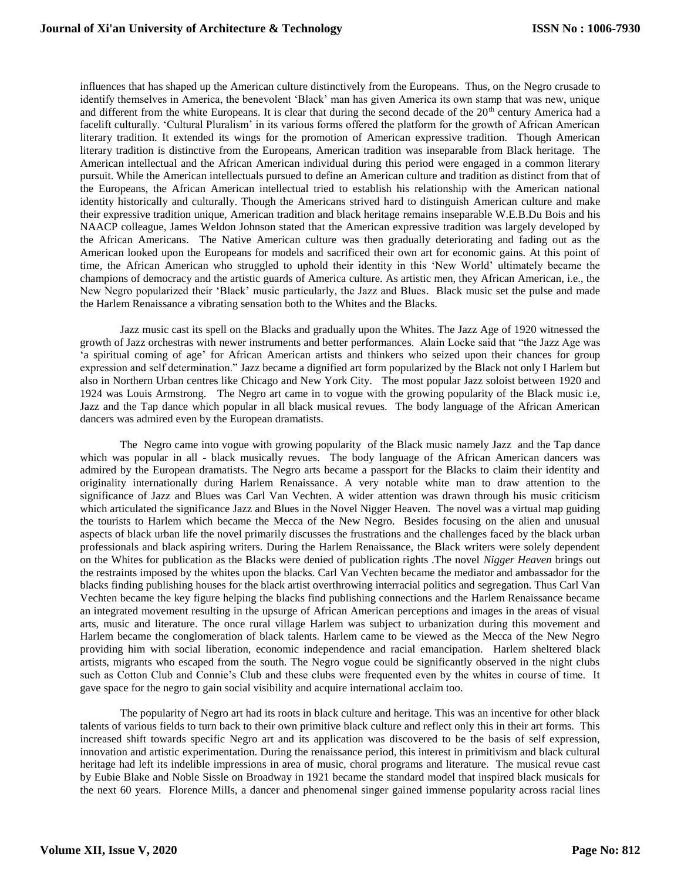influences that has shaped up the American culture distinctively from the Europeans. Thus, on the Negro crusade to identify themselves in America, the benevolent 'Black' man has given America its own stamp that was new, unique and different from the white Europeans. It is clear that during the second decade of the 20th century America had a facelift culturally. 'Cultural Pluralism' in its various forms offered the platform for the growth of African American literary tradition. It extended its wings for the promotion of American expressive tradition. Though American literary tradition is distinctive from the Europeans, American tradition was inseparable from Black heritage. The American intellectual and the African American individual during this period were engaged in a common literary pursuit. While the American intellectuals pursued to define an American culture and tradition as distinct from that of the Europeans, the African American intellectual tried to establish his relationship with the American national identity historically and culturally. Though the Americans strived hard to distinguish American culture and make their expressive tradition unique, American tradition and black heritage remains inseparable W.E.B.Du Bois and his NAACP colleague, James Weldon Johnson stated that the American expressive tradition was largely developed by the African Americans. The Native American culture was then gradually deteriorating and fading out as the American looked upon the Europeans for models and sacrificed their own art for economic gains. At this point of time, the African American who struggled to uphold their identity in this 'New World' ultimately became the champions of democracy and the artistic guards of America culture. As artistic men, they African American, i.e., the New Negro popularized their 'Black' music particularly, the Jazz and Blues. Black music set the pulse and made the Harlem Renaissance a vibrating sensation both to the Whites and the Blacks.

Jazz music cast its spell on the Blacks and gradually upon the Whites. The Jazz Age of 1920 witnessed the growth of Jazz orchestras with newer instruments and better performances. Alain Locke said that "the Jazz Age was 'a spiritual coming of age' for African American artists and thinkers who seized upon their chances for group expression and self determination." Jazz became a dignified art form popularized by the Black not only I Harlem but also in Northern Urban centres like Chicago and New York City. The most popular Jazz soloist between 1920 and 1924 was Louis Armstrong. The Negro art came in to vogue with the growing popularity of the Black music i.e, Jazz and the Tap dance which popular in all black musical revues. The body language of the African American dancers was admired even by the European dramatists.

The Negro came into vogue with growing popularity of the Black music namely Jazz and the Tap dance which was popular in all - black musically revues. The body language of the African American dancers was admired by the European dramatists. The Negro arts became a passport for the Blacks to claim their identity and originality internationally during Harlem Renaissance. A very notable white man to draw attention to the significance of Jazz and Blues was Carl Van Vechten. A wider attention was drawn through his music criticism which articulated the significance Jazz and Blues in the Novel Nigger Heaven. The novel was a virtual map guiding the tourists to Harlem which became the Mecca of the New Negro. Besides focusing on the alien and unusual aspects of black urban life the novel primarily discusses the frustrations and the challenges faced by the black urban professionals and black aspiring writers. During the Harlem Renaissance, the Black writers were solely dependent on the Whites for publication as the Blacks were denied of publication rights .The novel *Nigger Heaven* brings out the restraints imposed by the whites upon the blacks. Carl Van Vechten became the mediator and ambassador for the blacks finding publishing houses for the black artist overthrowing interracial politics and segregation. Thus Carl Van Vechten became the key figure helping the blacks find publishing connections and the Harlem Renaissance became an integrated movement resulting in the upsurge of African American perceptions and images in the areas of visual arts, music and literature. The once rural village Harlem was subject to urbanization during this movement and Harlem became the conglomeration of black talents. Harlem came to be viewed as the Mecca of the New Negro providing him with social liberation, economic independence and racial emancipation. Harlem sheltered black artists, migrants who escaped from the south. The Negro vogue could be significantly observed in the night clubs such as Cotton Club and Connie's Club and these clubs were frequented even by the whites in course of time. It gave space for the negro to gain social visibility and acquire international acclaim too.

The popularity of Negro art had its roots in black culture and heritage. This was an incentive for other black talents of various fields to turn back to their own primitive black culture and reflect only this in their art forms. This increased shift towards specific Negro art and its application was discovered to be the basis of self expression, innovation and artistic experimentation. During the renaissance period, this interest in primitivism and black cultural heritage had left its indelible impressions in area of music, choral programs and literature. The musical revue cast by Eubie Blake and Noble Sissle on Broadway in 1921 became the standard model that inspired black musicals for the next 60 years. Florence Mills, a dancer and phenomenal singer gained immense popularity across racial lines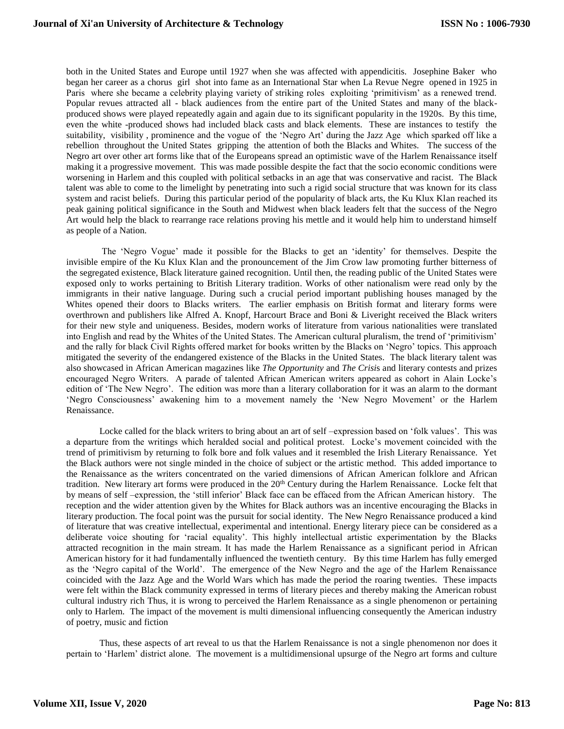both in the United States and Europe until 1927 when she was affected with appendicitis. Josephine Baker who began her career as a chorus girl shot into fame as an International Star when La Revue Negre opened in 1925 in Paris where she became a celebrity playing variety of striking roles exploiting 'primitivism' as a renewed trend. Popular revues attracted all - black audiences from the entire part of the United States and many of the black-produced shows were played repeatedly again and again due to its significant popularity in the 1920s. By this time, even the white -produced shows had included black casts and black elements. These are instances to testify the suitability, visibility , prominence and the vogue of the 'Negro Art' during the Jazz Age which sparked off like a rebellion throughout the United States gripping the attention of both the Blacks and Whites. The success of the Negro art over other art forms like that of the Europeans spread an optimistic wave of the Harlem Renaissance itself making it a progressive movement. This was made possible despite the fact that the socio economic conditions were worsening in Harlem and this coupled with political setbacks in an age that was conservative and racist. The Black talent was able to come to the limelight by penetrating into such a rigid social structure that was known for its class system and racist beliefs. During this particular period of the popularity of black arts, the Ku Klux Klan reached its peak gaining political significance in the South and Midwest when black leaders felt that the success of the Negro Art would help the black to rearrange race relations proving his mettle and it would help him to understand himself as people of a Nation.

The 'Negro Vogue' made it possible for the Blacks to get an 'identity' for themselves. Despite the invisible empire of the Ku Klux Klan and the pronouncement of the Jim Crow law promoting further bitterness of the segregated existence, Black literature gained recognition. Until then, the reading public of the United States were exposed only to works pertaining to British Literary tradition. Works of other nationalism were read only by the immigrants in their native language. During such a crucial period important publishing houses managed by the Whites opened their doors to Blacks writers. The earlier emphasis on British format and literary forms were overthrown and publishers like Alfred A. Knopf, Harcourt Brace and Boni & Liveright received the Black writers for their new style and uniqueness. Besides, modern works of literature from various nationalities were translated into English and read by the Whites of the United States. The American cultural pluralism, the trend of 'primitivism' and the rally for black Civil Rights offered market for books written by the Blacks on 'Negro' topics. This approach mitigated the severity of the endangered existence of the Blacks in the United States. The black literary talent was also showcased in African American magazines like *The Opportunity* and *The Crisis* and literary contests and prizes encouraged Negro Writers. A parade of talented African American writers appeared as cohort in Alain Locke's edition of 'The New Negro'. The edition was more than a literary collaboration for it was an alarm to the dormant 'Negro Consciousness' awakening him to a movement namely the 'New Negro Movement' or the Harlem Renaissance.

Locke called for the black writers to bring about an art of self –expression based on 'folk values'. This was a departure from the writings which heralded social and political protest. Locke's movement coincided with the trend of primitivism by returning to folk bore and folk values and it resembled the Irish Literary Renaissance. Yet the Black authors were not single minded in the choice of subject or the artistic method. This added importance to the Renaissance as the writers concentrated on the varied dimensions of African American folklore and African tradition. New literary art forms were produced in the 20th Century during the Harlem Renaissance. Locke felt that by means of self –expression, the 'still inferior' Black face can be effaced from the African American history. The reception and the wider attention given by the Whites for Black authors was an incentive encouraging the Blacks in literary production. The focal point was the pursuit for social identity. The New Negro Renaissance produced a kind of literature that was creative intellectual, experimental and intentional. Energy literary piece can be considered as a deliberate voice shouting for 'racial equality'. This highly intellectual artistic experimentation by the Blacks attracted recognition in the main stream. It has made the Harlem Renaissance as a significant period in African American history for it had fundamentally influenced the twentieth century. By this time Harlem has fully emerged as the 'Negro capital of the World'. The emergence of the New Negro and the age of the Harlem Renaissance coincided with the Jazz Age and the World Wars which has made the period the roaring twenties. These impacts were felt within the Black community expressed in terms of literary pieces and thereby making the American robust cultural industry rich Thus, it is wrong to perceived the Harlem Renaissance as a single phenomenon or pertaining only to Harlem. The impact of the movement is multi dimensional influencing consequently the American industry of poetry, music and fiction

Thus, these aspects of art reveal to us that the Harlem Renaissance is not a single phenomenon nor does it pertain to 'Harlem' district alone. The movement is a multidimensional upsurge of the Negro art forms and culture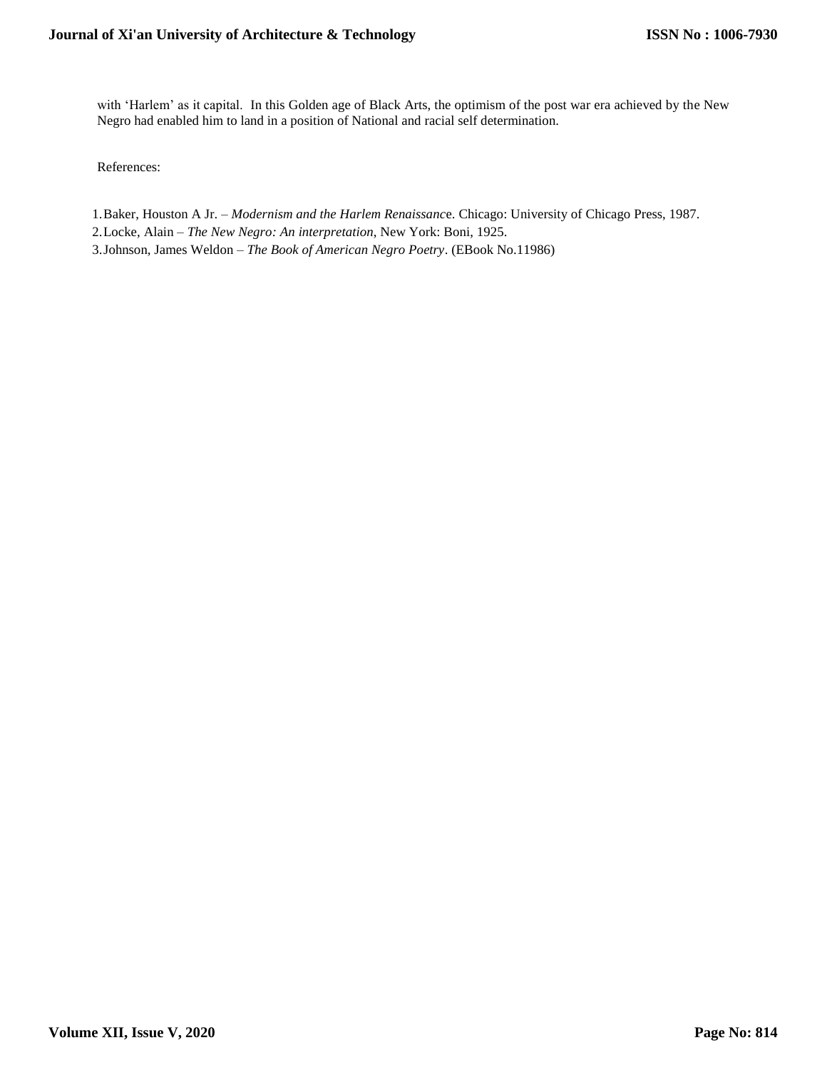with ‘Harlem’ as it capital. In this Golden age of Black Arts, the optimism of the post war era achieved by the New Negro had enabled him to land in a position of National and racial self determination.

References:

1. Baker, Houston A Jr. – *Modernism and the Harlem Renaissanc*e. Chicago: University of Chicago Press, 1987.
2. Locke, Alain – *The New Negro: An interpretation*, New York: Boni, 1925.
3. Johnson, James Weldon – *The Book of American Negro Poetry*. (EBook No.11986)